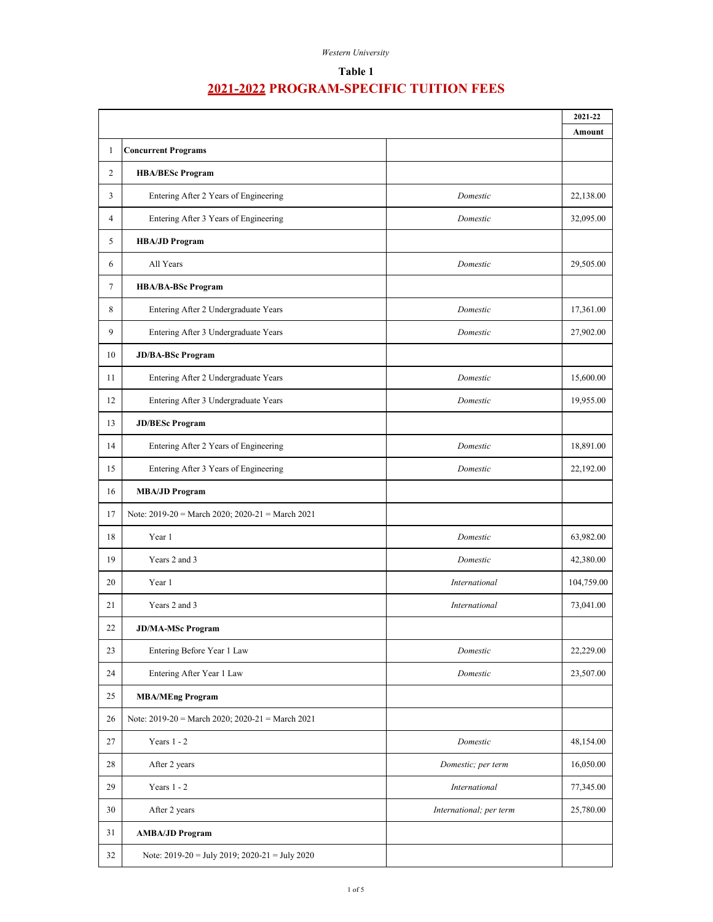*Western University*

## Table 1

# 2021-2022 PROGRAM-SPECIFIC TUITION FEES

| | | | 2021-22 Amount |
|---|---|---|---|
| 1 | **Concurrent Programs** | | |
| 2 | **HBA/BESc Program** | | |
| 3 | Entering After 2 Years of Engineering | *Domestic* | 22,138.00 |
| 4 | Entering After 3 Years of Engineering | *Domestic* | 32,095.00 |
| 5 | **HBA/JD Program** | | |
| 6 | All Years | *Domestic* | 29,505.00 |
| 7 | **HBA/BA-BSc Program** | | |
| 8 | Entering After 2 Undergraduate Years | *Domestic* | 17,361.00 |
| 9 | Entering After 3 Undergraduate Years | *Domestic* | 27,902.00 |
| 10 | **JD/BA-BSc Program** | | |
| 11 | Entering After 2 Undergraduate Years | *Domestic* | 15,600.00 |
| 12 | Entering After 3 Undergraduate Years | *Domestic* | 19,955.00 |
| 13 | **JD/BESc Program** | | |
| 14 | Entering After 2 Years of Engineering | *Domestic* | 18,891.00 |
| 15 | Entering After 3 Years of Engineering | *Domestic* | 22,192.00 |
| 16 | **MBA/JD Program** | | |
| 17 | Note: 2019-20 = March 2020; 2020-21 = March 2021 | | |
| 18 | Year 1 | *Domestic* | 63,982.00 |
| 19 | Years 2 and 3 | *Domestic* | 42,380.00 |
| 20 | Year 1 | *International* | 104,759.00 |
| 21 | Years 2 and 3 | *International* | 73,041.00 |
| 22 | **JD/MA-MSc Program** | | |
| 23 | Entering Before Year 1 Law | *Domestic* | 22,229.00 |
| 24 | Entering After Year 1 Law | *Domestic* | 23,507.00 |
| 25 | **MBA/MEng Program** | | |
| 26 | Note: 2019-20 = March 2020; 2020-21 = March 2021 | | |
| 27 | Years 1 - 2 | *Domestic* | 48,154.00 |
| 28 | After 2 years | *Domestic; per term* | 16,050.00 |
| 29 | Years 1 - 2 | *International* | 77,345.00 |
| 30 | After 2 years | *International; per term* | 25,780.00 |
| 31 | **AMBA/JD Program** | | |
| 32 | Note: 2019-20 = July 2019; 2020-21 = July 2020 | | |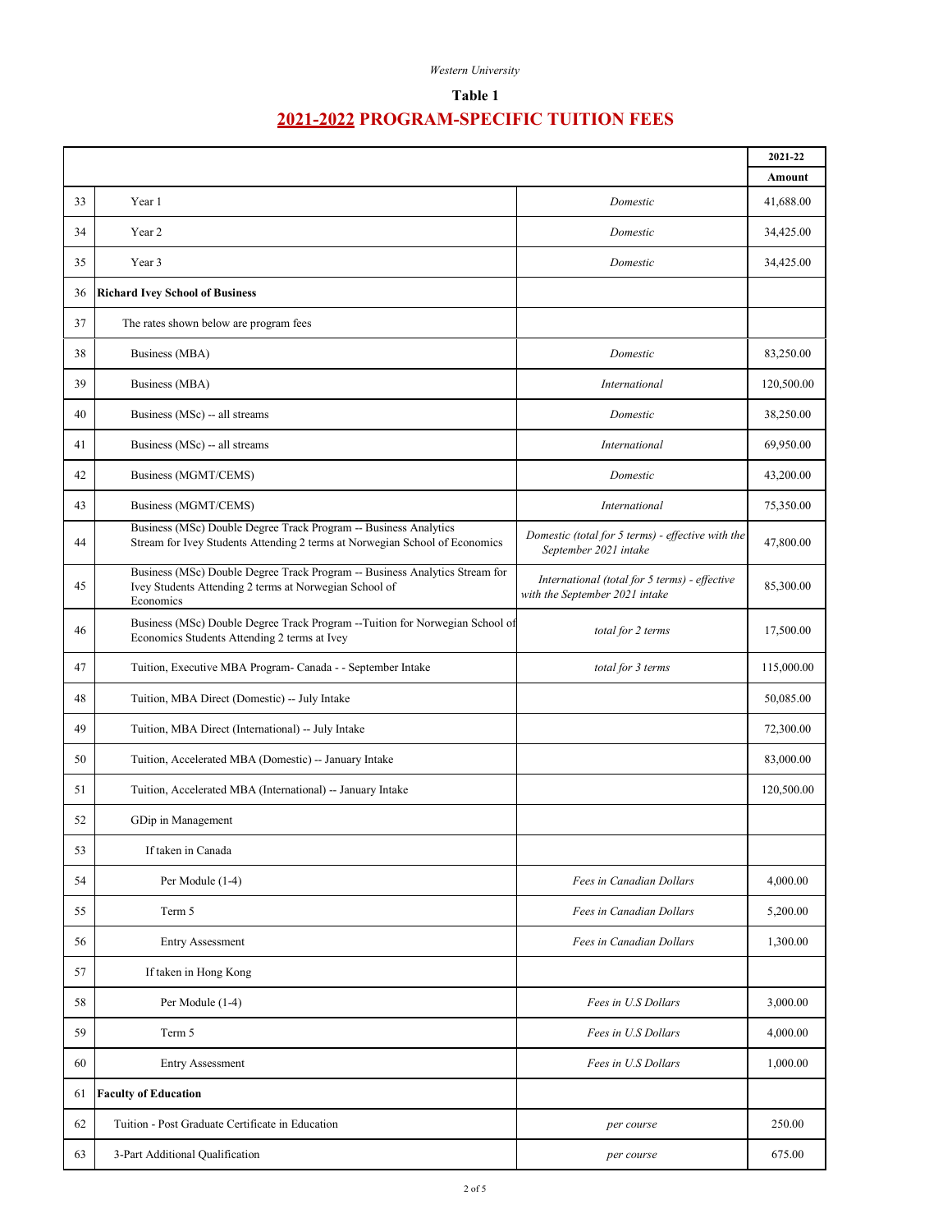*Western University*

**Table 1**

## 2021-2022 PROGRAM-SPECIFIC TUITION FEES

| | | | 2021-22 Amount |
|---|---|---|---|
| 33 | Year 1 | *Domestic* | 41,688.00 |
| 34 | Year 2 | *Domestic* | 34,425.00 |
| 35 | Year 3 | *Domestic* | 34,425.00 |
| 36 | **Richard Ivey School of Business** | | |
| 37 | The rates shown below are program fees | | |
| 38 | Business (MBA) | *Domestic* | 83,250.00 |
| 39 | Business (MBA) | *International* | 120,500.00 |
| 40 | Business (MSc) -- all streams | *Domestic* | 38,250.00 |
| 41 | Business (MSc) -- all streams | *International* | 69,950.00 |
| 42 | Business (MGMT/CEMS) | *Domestic* | 43,200.00 |
| 43 | Business (MGMT/CEMS) | *International* | 75,350.00 |
| 44 | Business (MSc) Double Degree Track Program -- Business Analytics Stream for Ivey Students Attending 2 terms at Norwegian School of Economics | *Domestic (total for 5 terms) - effective with the September 2021 intake* | 47,800.00 |
| 45 | Business (MSc) Double Degree Track Program -- Business Analytics Stream for Ivey Students Attending 2 terms at Norwegian School of Economics | *International (total for 5 terms) - effective with the September 2021 intake* | 85,300.00 |
| 46 | Business (MSc) Double Degree Track Program --Tuition for Norwegian School of Economics Students Attending 2 terms at Ivey | *total for 2 terms* | 17,500.00 |
| 47 | Tuition, Executive MBA Program- Canada - - September Intake | *total for 3 terms* | 115,000.00 |
| 48 | Tuition, MBA Direct (Domestic) -- July Intake | | 50,085.00 |
| 49 | Tuition, MBA Direct (International) -- July Intake | | 72,300.00 |
| 50 | Tuition, Accelerated MBA (Domestic) -- January Intake | | 83,000.00 |
| 51 | Tuition, Accelerated MBA (International) -- January Intake | | 120,500.00 |
| 52 | GDip in Management | | |
| 53 | If taken in Canada | | |
| 54 | Per Module (1-4) | *Fees in Canadian Dollars* | 4,000.00 |
| 55 | Term 5 | *Fees in Canadian Dollars* | 5,200.00 |
| 56 | Entry Assessment | *Fees in Canadian Dollars* | 1,300.00 |
| 57 | If taken in Hong Kong | | |
| 58 | Per Module (1-4) | *Fees in U.S Dollars* | 3,000.00 |
| 59 | Term 5 | *Fees in U.S Dollars* | 4,000.00 |
| 60 | Entry Assessment | *Fees in U.S Dollars* | 1,000.00 |
| 61 | **Faculty of Education** | | |
| 62 | Tuition - Post Graduate Certificate in Education | *per course* | 250.00 |
| 63 | 3-Part Additional Qualification | *per course* | 675.00 |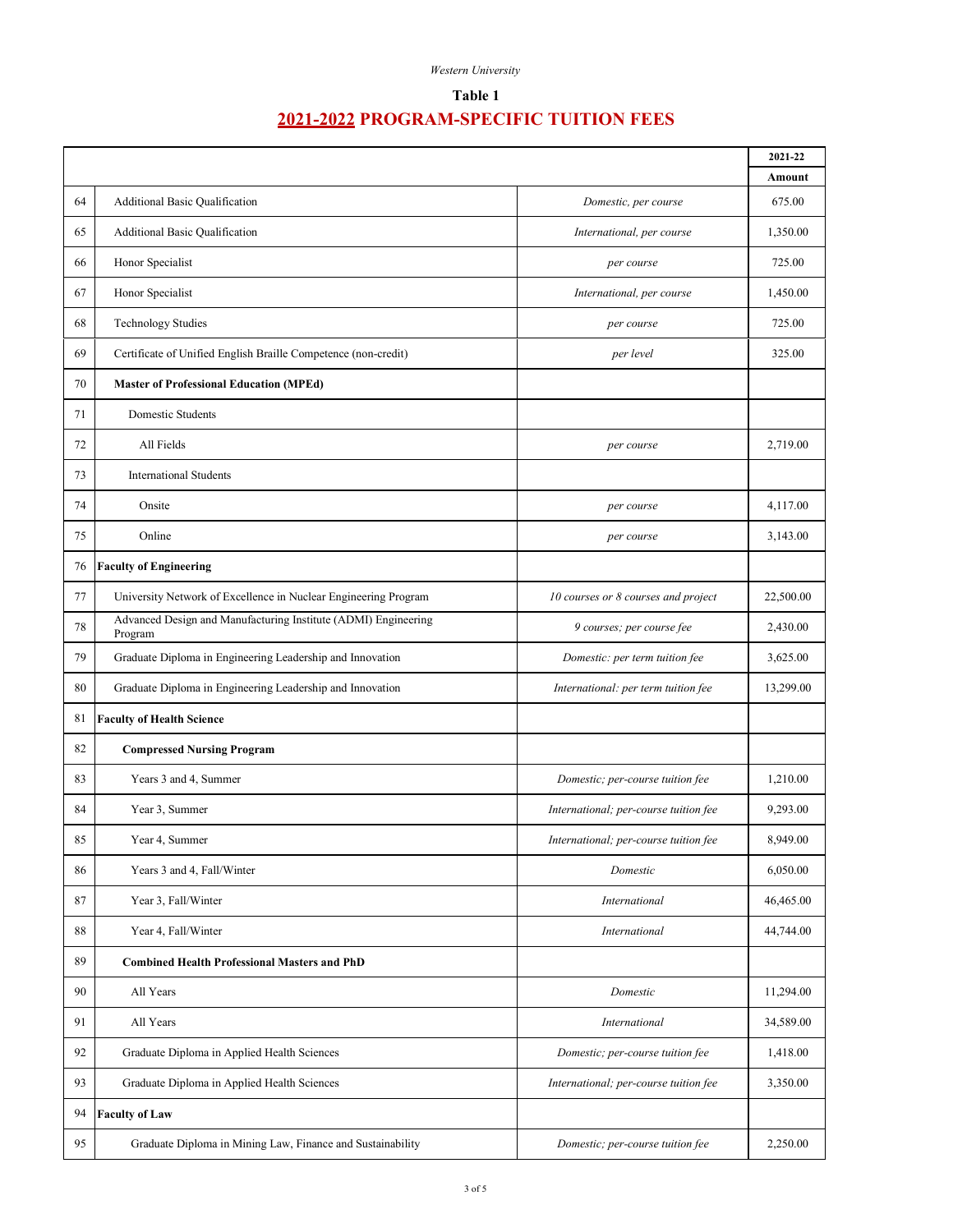Western University

## Table 1

# 2021-2022 PROGRAM-SPECIFIC TUITION FEES

| | | | 2021-22 Amount |
|---|---|---|---|
| 64 | Additional Basic Qualification | *Domestic, per course* | 675.00 |
| 65 | Additional Basic Qualification | *International, per course* | 1,350.00 |
| 66 | Honor Specialist | *per course* | 725.00 |
| 67 | Honor Specialist | *International, per course* | 1,450.00 |
| 68 | Technology Studies | *per course* | 725.00 |
| 69 | Certificate of Unified English Braille Competence (non-credit) | *per level* | 325.00 |
| 70 | **Master of Professional Education (MPEd)** | | |
| 71 | Domestic Students | | |
| 72 | All Fields | *per course* | 2,719.00 |
| 73 | International Students | | |
| 74 | Onsite | *per course* | 4,117.00 |
| 75 | Online | *per course* | 3,143.00 |
| 76 | **Faculty of Engineering** | | |
| 77 | University Network of Excellence in Nuclear Engineering Program | *10 courses or 8 courses and project* | 22,500.00 |
| 78 | Advanced Design and Manufacturing Institute (ADMI) Engineering Program | *9 courses; per course fee* | 2,430.00 |
| 79 | Graduate Diploma in Engineering Leadership and Innovation | *Domestic: per term tuition fee* | 3,625.00 |
| 80 | Graduate Diploma in Engineering Leadership and Innovation | *International: per term tuition fee* | 13,299.00 |
| 81 | **Faculty of Health Science** | | |
| 82 | **Compressed Nursing Program** | | |
| 83 | Years 3 and 4, Summer | *Domestic; per-course tuition fee* | 1,210.00 |
| 84 | Year 3, Summer | *International; per-course tuition fee* | 9,293.00 |
| 85 | Year 4, Summer | *International; per-course tuition fee* | 8,949.00 |
| 86 | Years 3 and 4, Fall/Winter | *Domestic* | 6,050.00 |
| 87 | Year 3, Fall/Winter | *International* | 46,465.00 |
| 88 | Year 4, Fall/Winter | *International* | 44,744.00 |
| 89 | **Combined Health Professional Masters and PhD** | | |
| 90 | All Years | *Domestic* | 11,294.00 |
| 91 | All Years | *International* | 34,589.00 |
| 92 | Graduate Diploma in Applied Health Sciences | *Domestic; per-course tuition fee* | 1,418.00 |
| 93 | Graduate Diploma in Applied Health Sciences | *International; per-course tuition fee* | 3,350.00 |
| 94 | **Faculty of Law** | | |
| 95 | Graduate Diploma in Mining Law, Finance and Sustainability | *Domestic; per-course tuition fee* | 2,250.00 |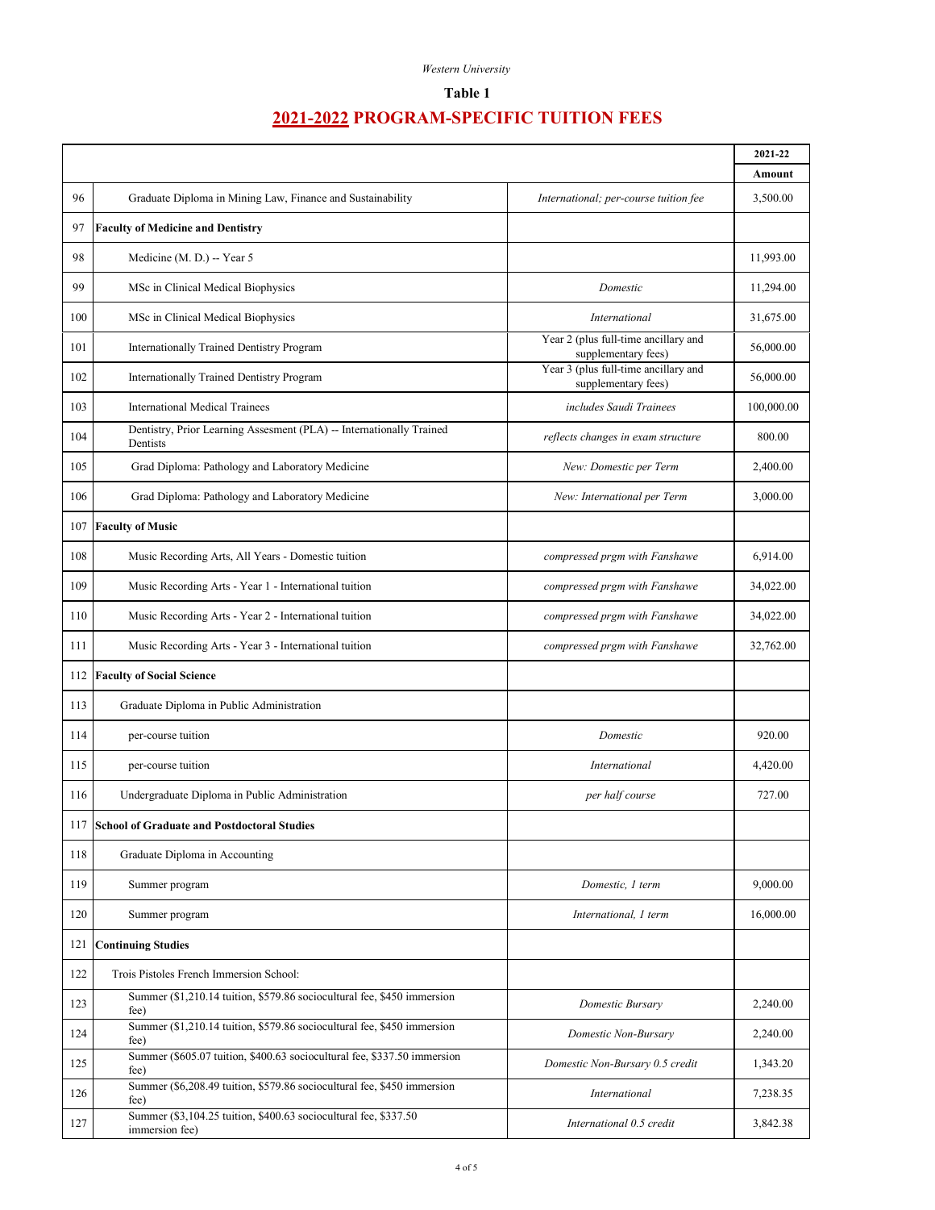*Western University*

**Table 1**

# 2021-2022 PROGRAM-SPECIFIC TUITION FEES

| | | | 2021-22 Amount |
|---|---|---|---|
| 96 | Graduate Diploma in Mining Law, Finance and Sustainability | *International; per-course tuition fee* | 3,500.00 |
| 97 | **Faculty of Medicine and Dentistry** | | |
| 98 | Medicine (M. D.) -- Year 5 | | 11,993.00 |
| 99 | MSc in Clinical Medical Biophysics | *Domestic* | 11,294.00 |
| 100 | MSc in Clinical Medical Biophysics | *International* | 31,675.00 |
| 101 | Internationally Trained Dentistry Program | Year 2 (plus full-time ancillary and supplementary fees) | 56,000.00 |
| 102 | Internationally Trained Dentistry Program | Year 3 (plus full-time ancillary and supplementary fees) | 56,000.00 |
| 103 | International Medical Trainees | *includes Saudi Trainees* | 100,000.00 |
| 104 | Dentistry, Prior Learning Assesment (PLA) -- Internationally Trained Dentists | *reflects changes in exam structure* | 800.00 |
| 105 | Grad Diploma: Pathology and Laboratory Medicine | *New: Domestic per Term* | 2,400.00 |
| 106 | Grad Diploma: Pathology and Laboratory Medicine | *New: International per Term* | 3,000.00 |
| 107 | **Faculty of Music** | | |
| 108 | Music Recording Arts, All Years - Domestic tuition | *compressed prgm with Fanshawe* | 6,914.00 |
| 109 | Music Recording Arts - Year 1 - International tuition | *compressed prgm with Fanshawe* | 34,022.00 |
| 110 | Music Recording Arts - Year 2 - International tuition | *compressed prgm with Fanshawe* | 34,022.00 |
| 111 | Music Recording Arts - Year 3 - International tuition | *compressed prgm with Fanshawe* | 32,762.00 |
| 112 | **Faculty of Social Science** | | |
| 113 | Graduate Diploma in Public Administration | | |
| 114 | per-course tuition | *Domestic* | 920.00 |
| 115 | per-course tuition | *International* | 4,420.00 |
| 116 | Undergraduate Diploma in Public Administration | *per half course* | 727.00 |
| 117 | **School of Graduate and Postdoctoral Studies** | | |
| 118 | Graduate Diploma in Accounting | | |
| 119 | Summer program | *Domestic, 1 term* | 9,000.00 |
| 120 | Summer program | *International, 1 term* | 16,000.00 |
| 121 | **Continuing Studies** | | |
| 122 | Trois Pistoles French Immersion School: | | |
| 123 | Summer ($1,210.14 tuition, $579.86 sociocultural fee, $450 immersion fee) | *Domestic Bursary* | 2,240.00 |
| 124 | Summer ($1,210.14 tuition, $579.86 sociocultural fee, $450 immersion fee) | *Domestic Non-Bursary* | 2,240.00 |
| 125 | Summer ($605.07 tuition, $400.63 sociocultural fee, $337.50 immersion fee) | *Domestic Non-Bursary 0.5 credit* | 1,343.20 |
| 126 | Summer ($6,208.49 tuition, $579.86 sociocultural fee, $450 immersion fee) | *International* | 7,238.35 |
| 127 | Summer ($3,104.25 tuition, $400.63 sociocultural fee, $337.50 immersion fee) | *International 0.5 credit* | 3,842.38 |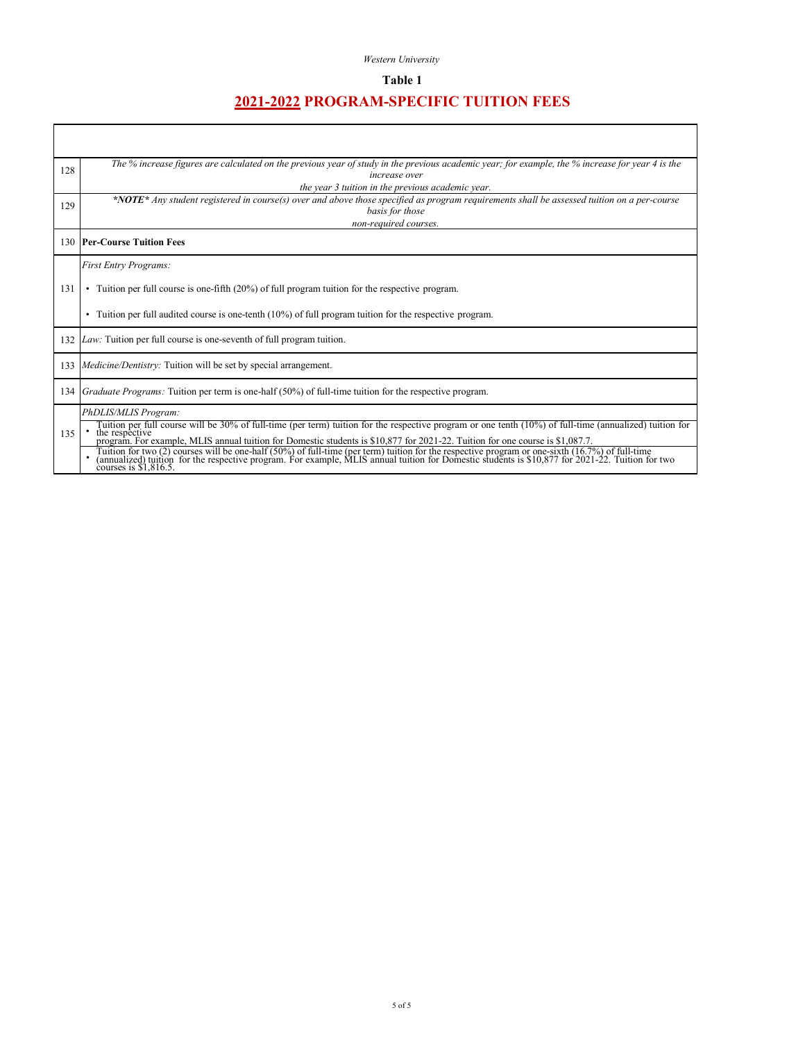Western University

**Table 1**

# 2021-2022 PROGRAM-SPECIFIC TUITION FEES

| | |
|---|---|
| | |
| 128 | *The % increase figures are calculated on the previous year of study in the previous academic year; for example, the % increase for year 4 is the increase over the year 3 tuition in the previous academic year.* |
| 129 | ***NOTE** Any student registered in course(s) over and above those specified as program requirements shall be assessed tuition on a per-course basis for those non-required courses.* |
| 130 | **Per-Course Tuition Fees** |
| 131 | *First Entry Programs:*<br>• Tuition per full course is one-fifth (20%) of full program tuition for the respective program.<br>• Tuition per full audited course is one-tenth (10%) of full program tuition for the respective program. |
| 132 | *Law:* Tuition per full course is one-seventh of full program tuition. |
| 133 | *Medicine/Dentistry:* Tuition will be set by special arrangement. |
| 134 | *Graduate Programs:* Tuition per term is one-half (50%) of full-time tuition for the respective program. |
| 135 | *PhDLIS/MLIS Program:*<br>• Tuition per full course will be 30% of full-time (per term) tuition for the respective program or one tenth (10%) of full-time (annualized) tuition for the respective program. For example, MLIS annual tuition for Domestic students is $10,877 for 2021-22. Tuition for one course is $1,087.7.<br>• Tuition for two (2) courses will be one-half (50%) of full-time (per term) tuition for the respective program or one-sixth (16.7%) of full-time (annualized) tuition for the respective program. For example, MLIS annual tuition for Domestic students is $10,877 for 2021-22. Tuition for two courses is $1,816.5. |